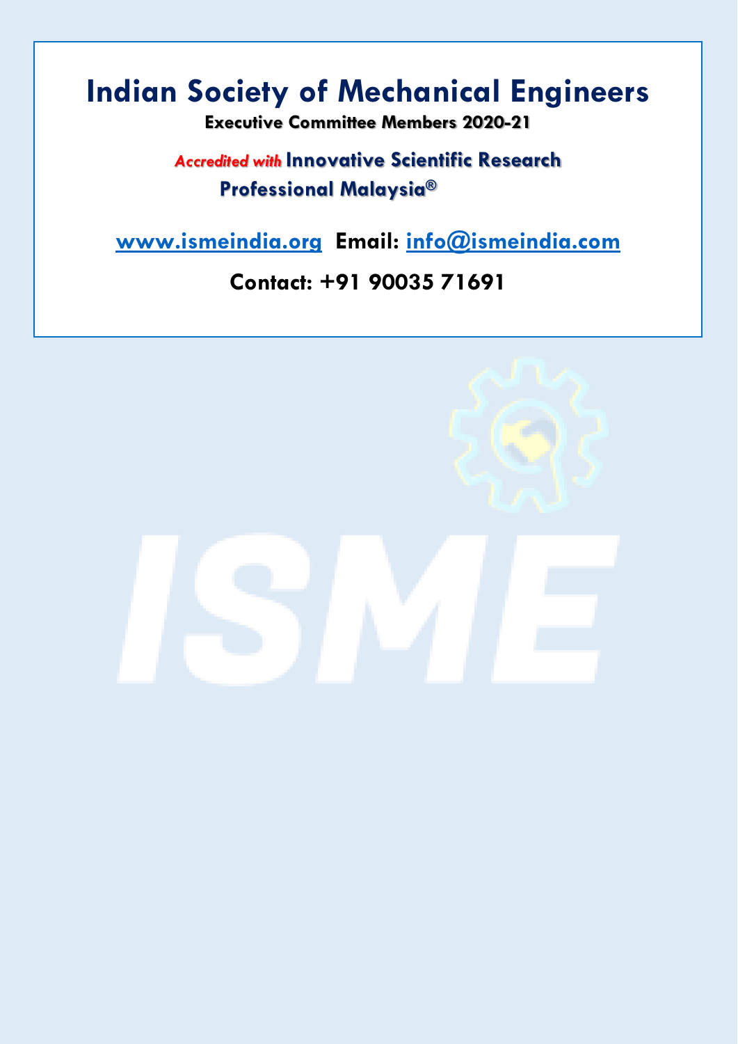# Indian Society of Mechanical Engineers

**Executive Committee Members 2020-21**

***Accredited with*** **Innovative Scientific Research Professional Malaysia®**

**www.ismeindia.org  Email: info@ismeindia.com**

**Contact: +91 90035 71691**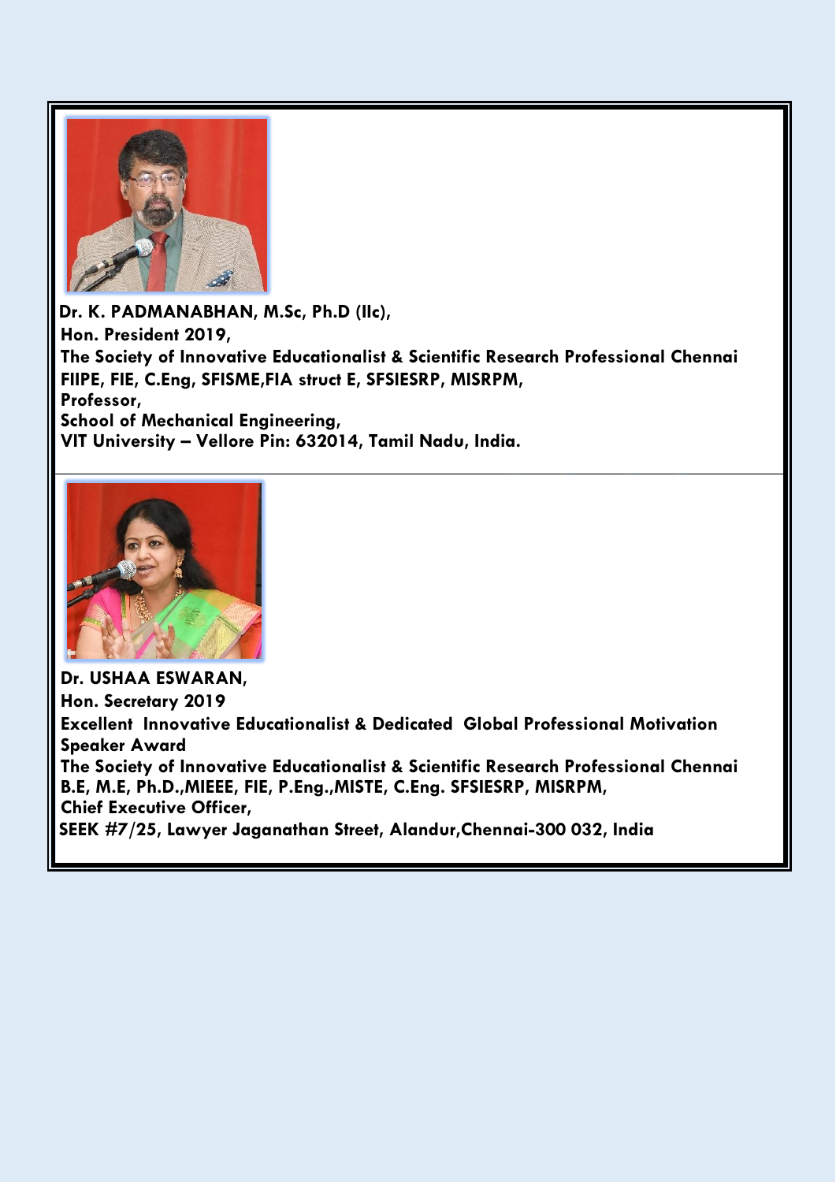**Dr. K. PADMANABHAN, M.Sc, Ph.D (IIc),**
**Hon. President 2019,**
**The Society of Innovative Educationalist & Scientific Research Professional Chennai**
**FIIPE, FIE, C.Eng, SFISME,FIA struct E, SFSIESRP, MISRPM,**
**Professor,**
**School of Mechanical Engineering,**
**VIT University – Vellore Pin: 632014, Tamil Nadu, India.**

---

**Dr. USHAA ESWARAN,**
**Hon. Secretary 2019**
**Excellent Innovative Educationalist & Dedicated Global Professional Motivation Speaker Award**
**The Society of Innovative Educationalist & Scientific Research Professional Chennai**
**B.E, M.E, Ph.D.,MIEEE, FIE, P.Eng.,MISTE, C.Eng. SFSIESRP, MISRPM,**
**Chief Executive Officer,**
**SEEK #7/25, Lawyer Jaganathan Street, Alandur,Chennai-300 032, India**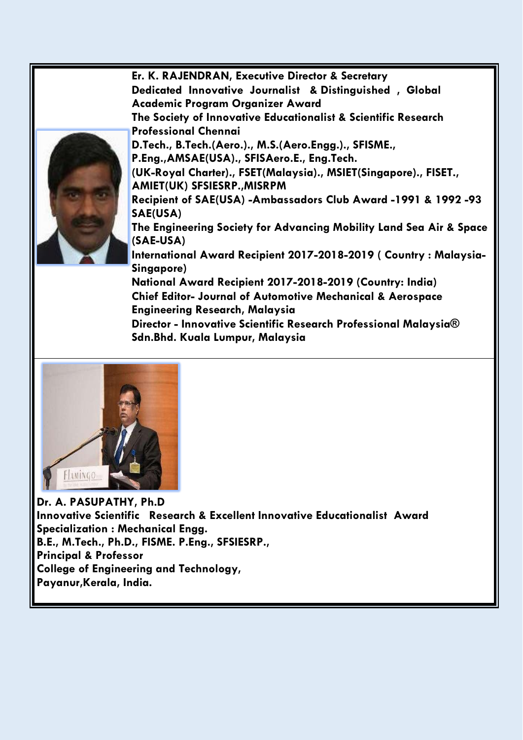**Er. K. RAJENDRAN, Executive Director & Secretary**
**Dedicated Innovative Journalist & Distinguished , Global Academic Program Organizer Award**
**The Society of Innovative Educationalist & Scientific Research Professional Chennai**
**D.Tech., B.Tech.(Aero.)., M.S.(Aero.Engg.)., SFISME., P.Eng.,AMSAE(USA)., SFISAero.E., Eng.Tech. (UK-Royal Charter)., FSET(Malaysia)., MSIET(Singapore)., FISET., AMIET(UK) SFSIESRP.,MISRPM**
**Recipient of SAE(USA) -Ambassadors Club Award -1991 & 1992 -93 SAE(USA)**
**The Engineering Society for Advancing Mobility Land Sea Air & Space (SAE-USA)**
**International Award Recipient 2017-2018-2019 ( Country : Malaysia-Singapore)**
**National Award Recipient 2017-2018-2019 (Country: India)**
**Chief Editor- Journal of Automotive Mechanical & Aerospace Engineering Research, Malaysia**
**Director - Innovative Scientific Research Professional Malaysia® Sdn.Bhd. Kuala Lumpur, Malaysia**

---

**Dr. A. PASUPATHY, Ph.D**
**Innovative Scientific Research & Excellent Innovative Educationalist Award**
**Specialization : Mechanical Engg.**
**B.E., M.Tech., Ph.D., FISME. P.Eng., SFSIESRP.,**
**Principal & Professor**
**College of Engineering and Technology,**
**Payanur,Kerala, India.**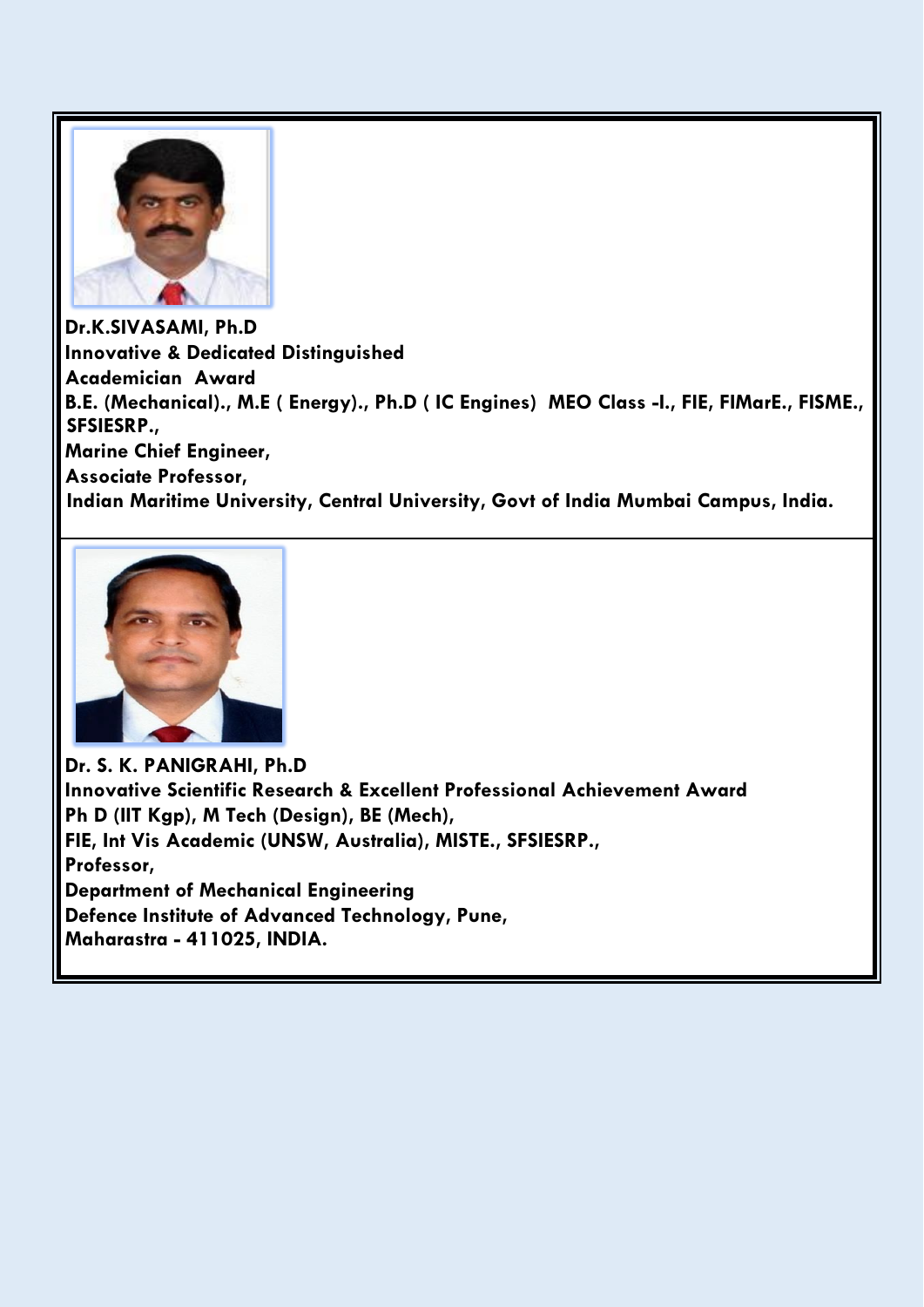**Dr.K.SIVASAMI, Ph.D**
**Innovative & Dedicated Distinguished Academician Award**
**B.E. (Mechanical)., M.E ( Energy)., Ph.D ( IC Engines) MEO Class -I., FIE, FIMarE., FISME., SFSIESRP.,**
**Marine Chief Engineer,**
**Associate Professor,**
**Indian Maritime University, Central University, Govt of India Mumbai Campus, India.**

---

**Dr. S. K. PANIGRAHI, Ph.D**
**Innovative Scientific Research & Excellent Professional Achievement Award**
**Ph D (IIT Kgp), M Tech (Design), BE (Mech),**
**FIE, Int Vis Academic (UNSW, Australia), MISTE., SFSIESRP.,**
**Professor,**
**Department of Mechanical Engineering**
**Defence Institute of Advanced Technology, Pune,**
**Maharastra - 411025, INDIA.**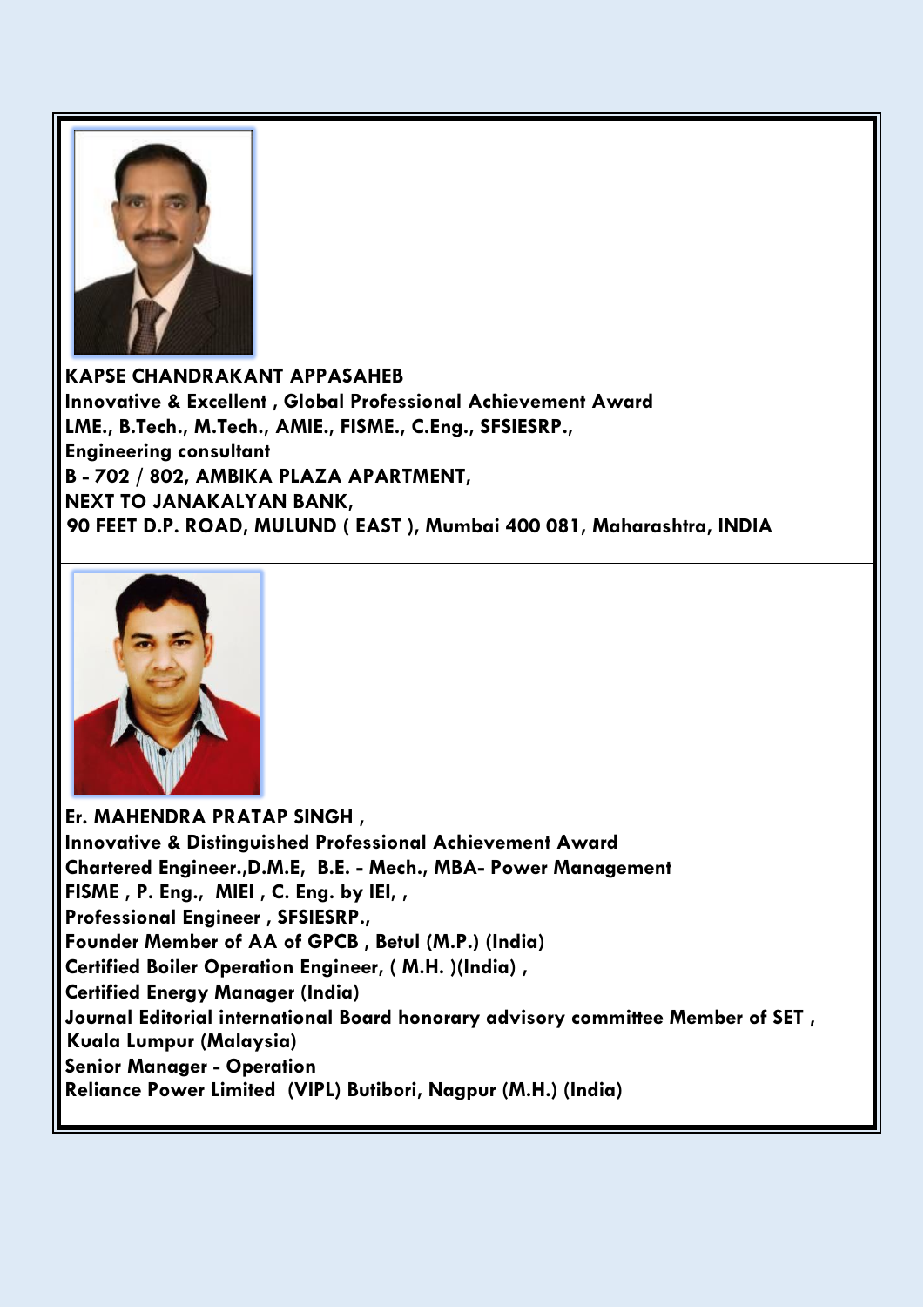**KAPSE CHANDRAKANT APPASAHEB**
**Innovative & Excellent , Global Professional Achievement Award**
**LME., B.Tech., M.Tech., AMIE., FISME., C.Eng., SFSIESRP.,**
**Engineering consultant**
**B - 702 / 802, AMBIKA PLAZA APARTMENT,**
**NEXT TO JANAKALYAN BANK,**
**90 FEET D.P. ROAD, MULUND ( EAST ), Mumbai 400 081, Maharashtra, INDIA**

---

**Er. MAHENDRA PRATAP SINGH ,**
**Innovative & Distinguished Professional Achievement Award**
**Chartered Engineer.,D.M.E, B.E. - Mech., MBA- Power Management**
**FISME , P. Eng., MIEI , C. Eng. by IEI, ,**
**Professional Engineer , SFSIESRP.,**
**Founder Member of AA of GPCB , Betul (M.P.) (India)**
**Certified Boiler Operation Engineer, ( M.H. )(India) ,**
**Certified Energy Manager (India)**
**Journal Editorial international Board honorary advisory committee Member of SET , Kuala Lumpur (Malaysia)**
**Senior Manager - Operation**
**Reliance Power Limited (VIPL) Butibori, Nagpur (M.H.) (India)**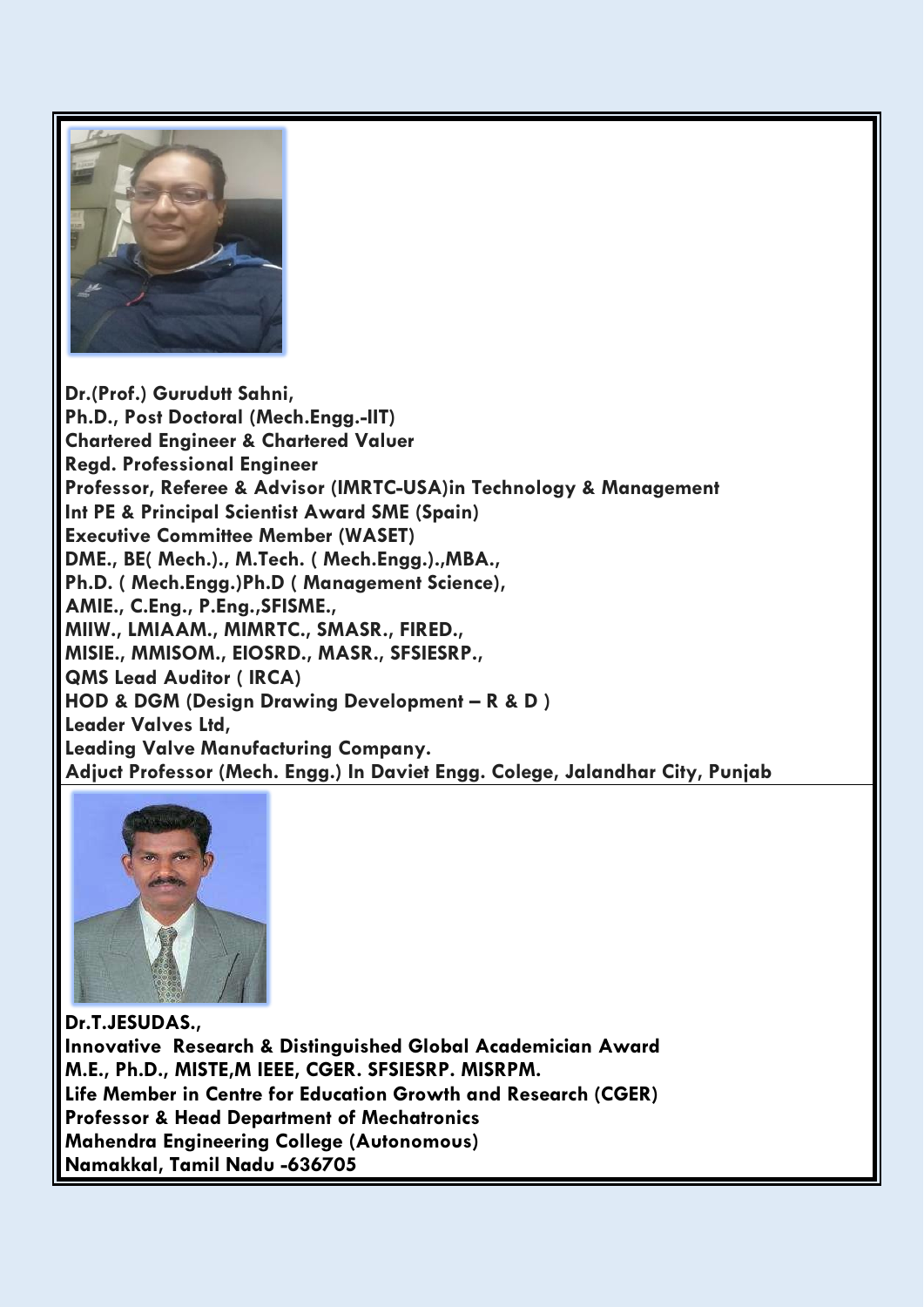**Dr.(Prof.) Gurudutt Sahni,**
**Ph.D., Post Doctoral (Mech.Engg.-IIT)**
**Chartered Engineer & Chartered Valuer**
**Regd. Professional Engineer**
**Professor, Referee & Advisor (IMRTC-USA)in Technology & Management**
**Int PE & Principal Scientist Award SME (Spain)**
**Executive Committee Member (WASET)**
**DME., BE( Mech.)., M.Tech. ( Mech.Engg.).,MBA.,**
**Ph.D. ( Mech.Engg.)Ph.D ( Management Science),**
**AMIE., C.Eng., P.Eng.,SFISME.,**
**MIIW., LMIAAM., MIMRTC., SMASR., FIRED.,**
**MISIE., MMISOM., EIOSRD., MASR., SFSIESRP.,**
**QMS Lead Auditor ( IRCA)**
**HOD & DGM (Design Drawing Development – R & D )**
**Leader Valves Ltd,**
**Leading Valve Manufacturing Company.**
**Adjuct Professor (Mech. Engg.) In Daviet Engg. Colege, Jalandhar City, Punjab**

**Dr.T.JESUDAS.,**
**Innovative Research & Distinguished Global Academician Award**
**M.E., Ph.D., MISTE,M IEEE, CGER. SFSIESRP. MISRPM.**
**Life Member in Centre for Education Growth and Research (CGER)**
**Professor & Head Department of Mechatronics**
**Mahendra Engineering College (Autonomous)**
**Namakkal, Tamil Nadu -636705**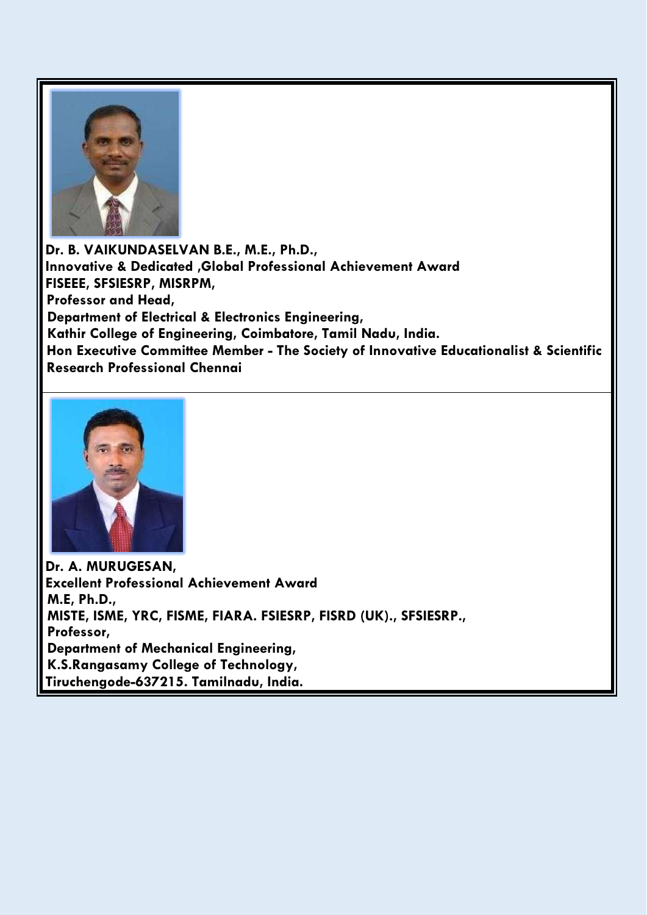**Dr. B. VAIKUNDASELVAN B.E., M.E., Ph.D.,**
**Innovative & Dedicated ,Global Professional Achievement Award**
**FISEEE, SFSIESRP, MISRPM,**
**Professor and Head,**
**Department of Electrical & Electronics Engineering,**
**Kathir College of Engineering, Coimbatore, Tamil Nadu, India.**
**Hon Executive Committee Member - The Society of Innovative Educationalist & Scientific Research Professional Chennai**

---

**Dr. A. MURUGESAN,**
**Excellent Professional Achievement Award**
**M.E, Ph.D.,**
**MISTE, ISME, YRC, FISME, FIARA. FSIESRP, FISRD (UK)., SFSIESRP.,**
**Professor,**
**Department of Mechanical Engineering,**
**K.S.Rangasamy College of Technology,**
**Tiruchengode-637215. Tamilnadu, India.**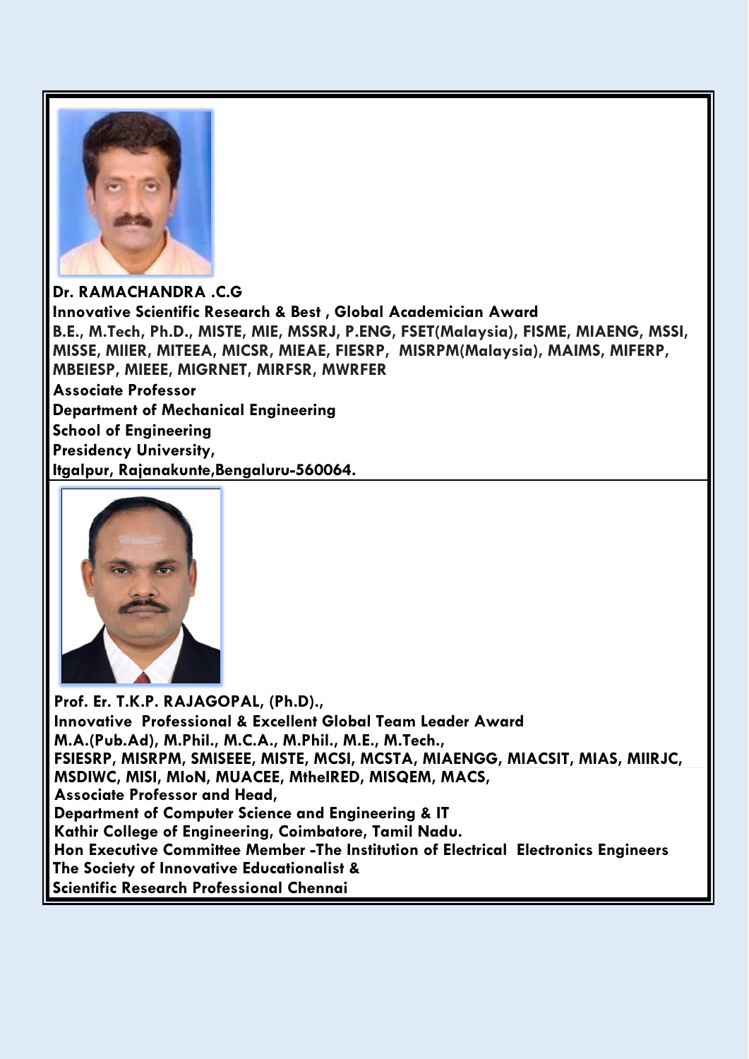**Dr. RAMACHANDRA .C.G**
**Innovative Scientific Research & Best , Global Academician Award**
**B.E., M.Tech, Ph.D., MISTE, MIE, MSSRJ, P.ENG, FSET(Malaysia), FISME, MIAENG, MSSI, MISSE, MIIER, MITEEA, MICSR, MIEAE, FIESRP, MISRPM(Malaysia), MAIMS, MIFERP, MBEIESP, MIEEE, MIGRNET, MIRFSR, MWRFER**
**Associate Professor**
**Department of Mechanical Engineering**
**School of Engineering**
**Presidency University,**
**Itgalpur, Rajanakunte,Bengaluru-560064.**

**Prof. Er. T.K.P. RAJAGOPAL, (Ph.D).,**
**Innovative Professional & Excellent Global Team Leader Award**
**M.A.(Pub.Ad), M.Phil., M.C.A., M.Phil., M.E., M.Tech.,**
**FSIESRP, MISRPM, SMISEEE, MISTE, MCSI, MCSTA, MIAENGG, MIACSIT, MIAS, MIIRJC, MSDIWC, MISI, MIoN, MUACEE, MtheIRED, MISQEM, MACS,**
**Associate Professor and Head,**
**Department of Computer Science and Engineering & IT**
**Kathir College of Engineering, Coimbatore, Tamil Nadu.**
**Hon Executive Committee Member -The Institution of Electrical Electronics Engineers**
**The Society of Innovative Educationalist &**
**Scientific Research Professional Chennai**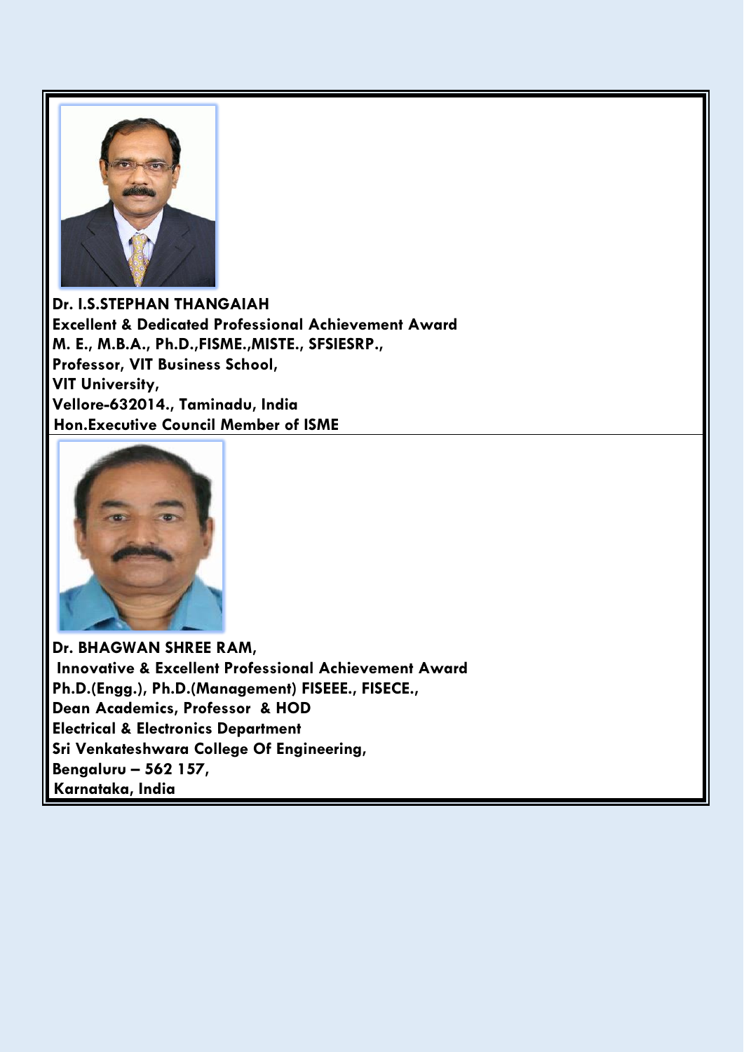**Dr. I.S.STEPHAN THANGAIAH**
**Excellent & Dedicated Professional Achievement Award**
**M. E., M.B.A., Ph.D.,FISME.,MISTE., SFSIESRP.,**
**Professor, VIT Business School,**
**VIT University,**
**Vellore-632014., Taminadu, India**
**Hon.Executive Council Member of ISME**

**Dr. BHAGWAN SHREE RAM,**
**Innovative & Excellent Professional Achievement Award**
**Ph.D.(Engg.), Ph.D.(Management) FISEEE., FISECE.,**
**Dean Academics, Professor & HOD**
**Electrical & Electronics Department**
**Sri Venkateshwara College Of Engineering,**
**Bengaluru – 562 157,**
**Karnataka, India**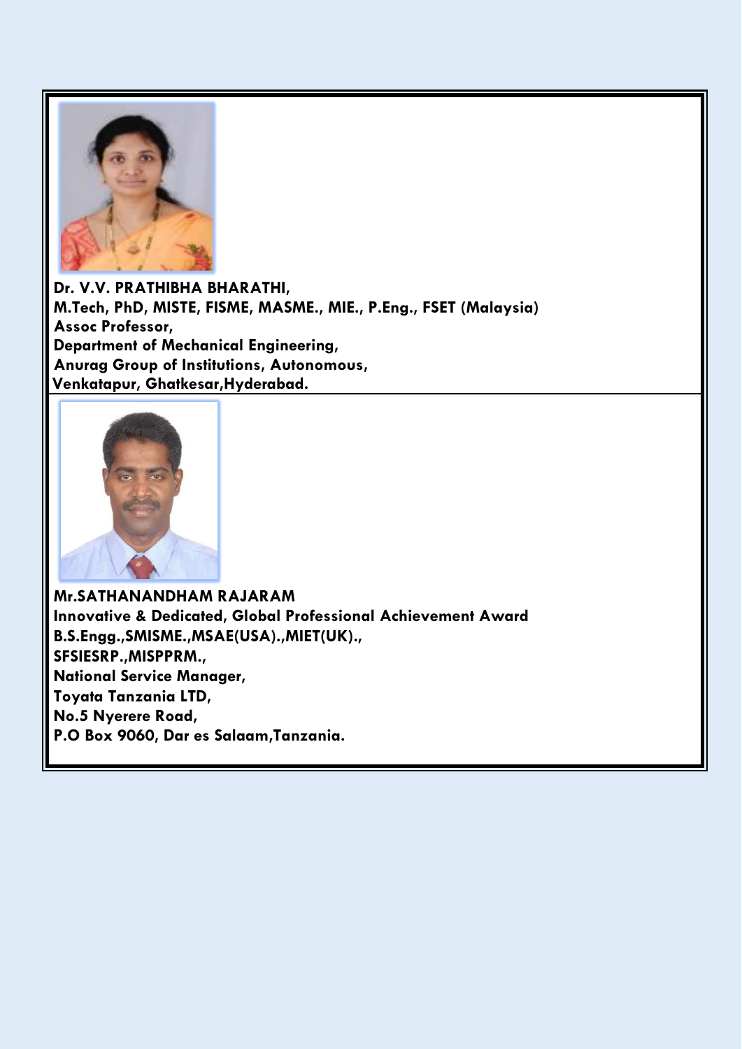**Dr. V.V. PRATHIBHA BHARATHI,**
**M.Tech, PhD, MISTE, FISME, MASME., MIE., P.Eng., FSET (Malaysia)**
**Assoc Professor,**
**Department of Mechanical Engineering,**
**Anurag Group of Institutions, Autonomous,**
**Venkatapur, Ghatkesar,Hyderabad.**

**Mr.SATHANANDHAM RAJARAM**
**Innovative & Dedicated, Global Professional Achievement Award**
**B.S.Engg.,SMISME.,MSAE(USA).,MIET(UK).,**
**SFSIESRP.,MISPPRM.,**
**National Service Manager,**
**Toyata Tanzania LTD,**
**No.5 Nyerere Road,**
**P.O Box 9060, Dar es Salaam,Tanzania.**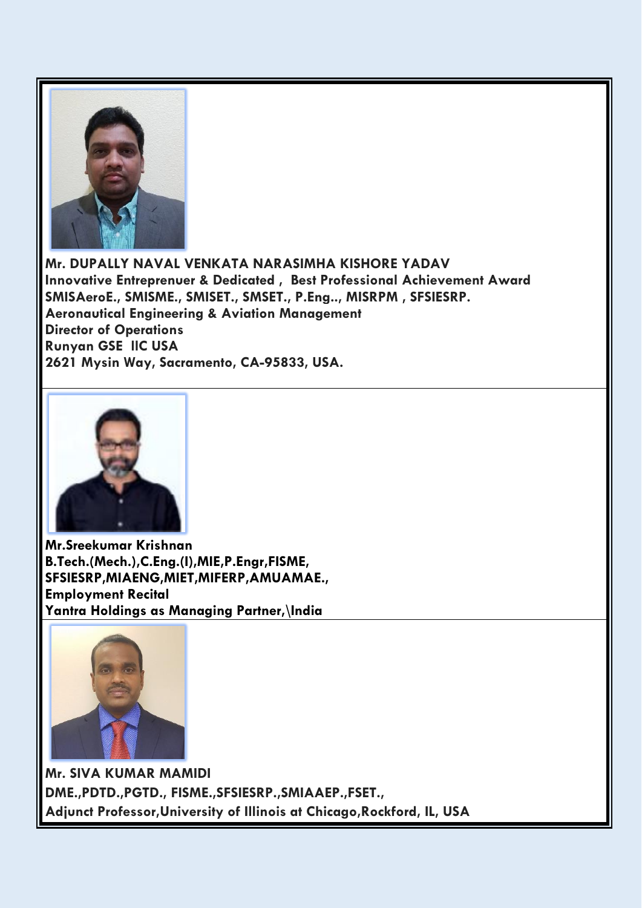**Mr. DUPALLY NAVAL VENKATA NARASIMHA KISHORE YADAV**
**Innovative Entreprenuer & Dedicated , Best Professional Achievement Award**
**SMISAeroE., SMISME., SMISET., SMSET., P.Eng.., MISRPM , SFSIESRP.**
**Aeronautical Engineering & Aviation Management**
**Director of Operations**
**Runyan GSE llC USA**
**2621 Mysin Way, Sacramento, CA-95833, USA.**

---

**Mr.Sreekumar Krishnan**
**B.Tech.(Mech.),C.Eng.(I),MIE,P.Engr,FISME,**
**SFSIESRP,MIAENG,MIET,MIFERP,AMUAMAE.,**
**Employment Recital**
**Yantra Holdings as Managing Partner,\India**

---

**Mr. SIVA KUMAR MAMIDI**
**DME.,PDTD.,PGTD., FISME.,SFSIESRP.,SMIAAEP.,FSET.,**
**Adjunct Professor,University of Illinois at Chicago,Rockford, IL, USA**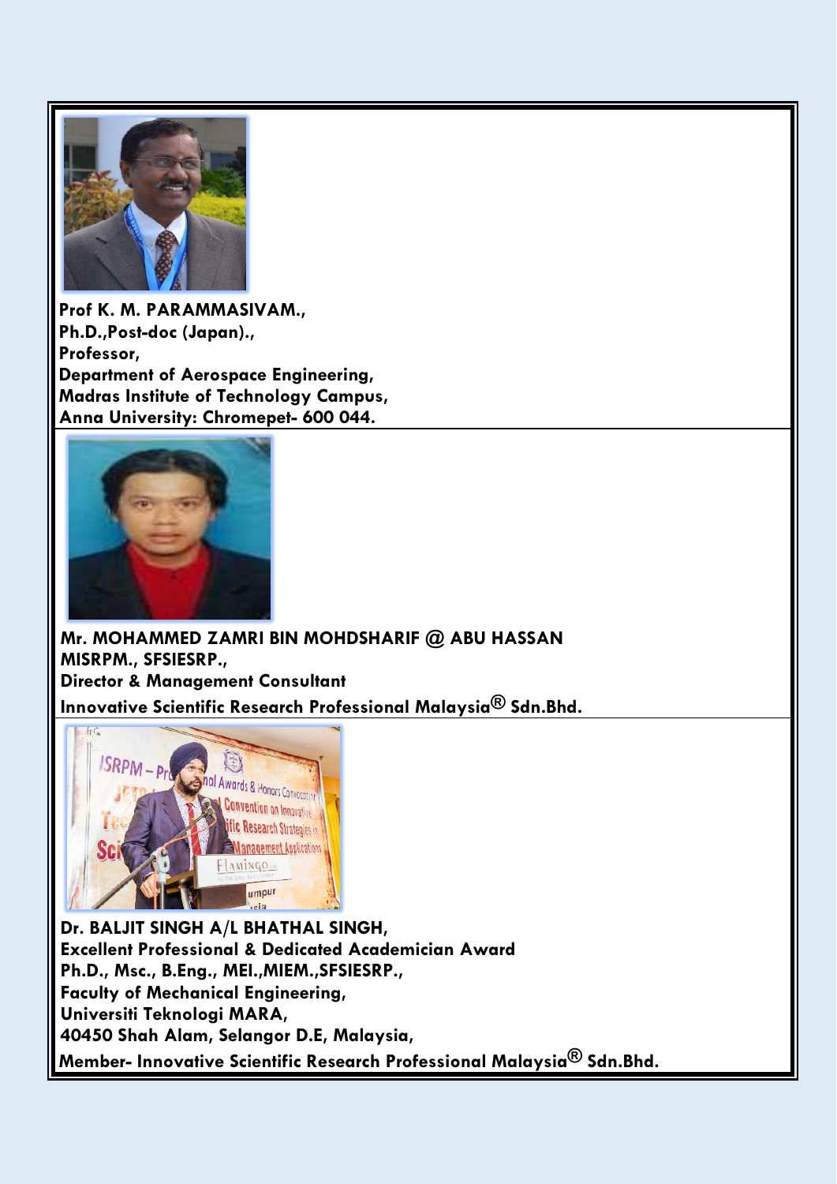**Prof K. M. PARAMMASIVAM.,**
**Ph.D.,Post-doc (Japan).,**
**Professor,**
**Department of Aerospace Engineering,**
**Madras Institute of Technology Campus,**
**Anna University: Chromepet- 600 044.**

---

**Mr. MOHAMMED ZAMRI BIN MOHDSHARIF @ ABU HASSAN**
**MISRPM., SFSIESRP.,**
**Director & Management Consultant**
**Innovative Scientific Research Professional Malaysia® Sdn.Bhd.**

---

**Dr. BALJIT SINGH A/L BHATHAL SINGH,**
**Excellent Professional & Dedicated Academician Award**
**Ph.D., Msc., B.Eng., MEI.,MIEM.,SFSIESRP.,**
**Faculty of Mechanical Engineering,**
**Universiti Teknologi MARA,**
**40450 Shah Alam, Selangor D.E, Malaysia,**
**Member- Innovative Scientific Research Professional Malaysia® Sdn.Bhd.**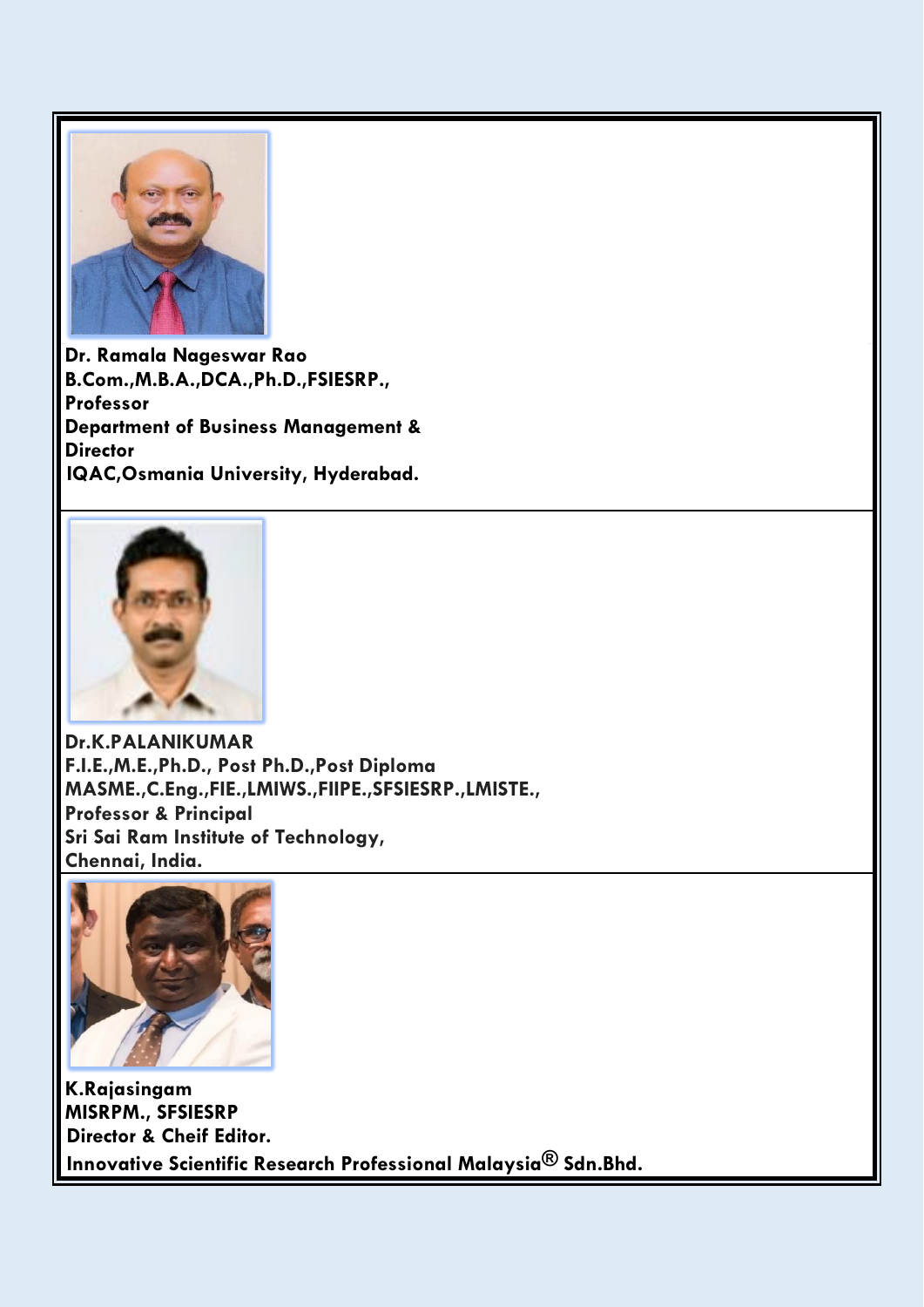**Dr. Ramala Nageswar Rao**
**B.Com.,M.B.A.,DCA.,Ph.D.,FSIESRP.,**
**Professor**
**Department of Business Management &**
**Director**
**IQAC,Osmania University, Hyderabad.**

**Dr.K.PALANIKUMAR**
**F.I.E.,M.E.,Ph.D., Post Ph.D.,Post Diploma**
**MASME.,C.Eng.,FIE.,LMIWS.,FIIPE.,SFSIESRP.,LMISTE.,**
**Professor & Principal**
**Sri Sai Ram Institute of Technology,**
**Chennai, India.**

**K.Rajasingam**
**MISRPM., SFSIESRP**
**Director & Cheif Editor.**
**Innovative Scientific Research Professional Malaysia® Sdn.Bhd.**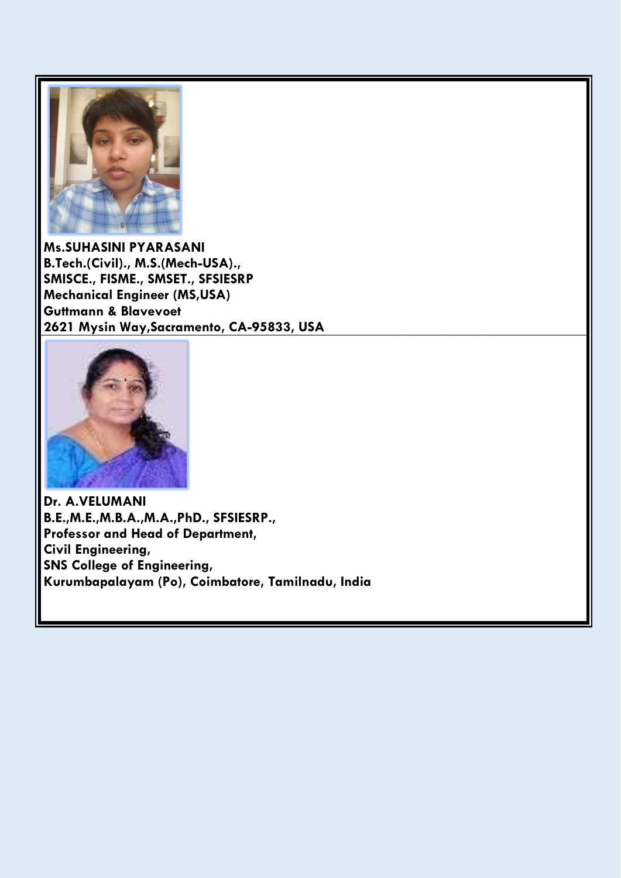**Ms.SUHASINI PYARASANI**
**B.Tech.(Civil)., M.S.(Mech-USA).,**
**SMISCE., FISME., SMSET., SFSIESRP**
**Mechanical Engineer (MS,USA)**
**Guttmann & Blavevoet**
**2621 Mysin Way,Sacramento, CA-95833, USA**

**Dr. A.VELUMANI**
**B.E.,M.E.,M.B.A.,M.A.,PhD., SFSIESRP.,**
**Professor and Head of Department,**
**Civil Engineering,**
**SNS College of Engineering,**
**Kurumbapalayam (Po), Coimbatore, Tamilnadu, India**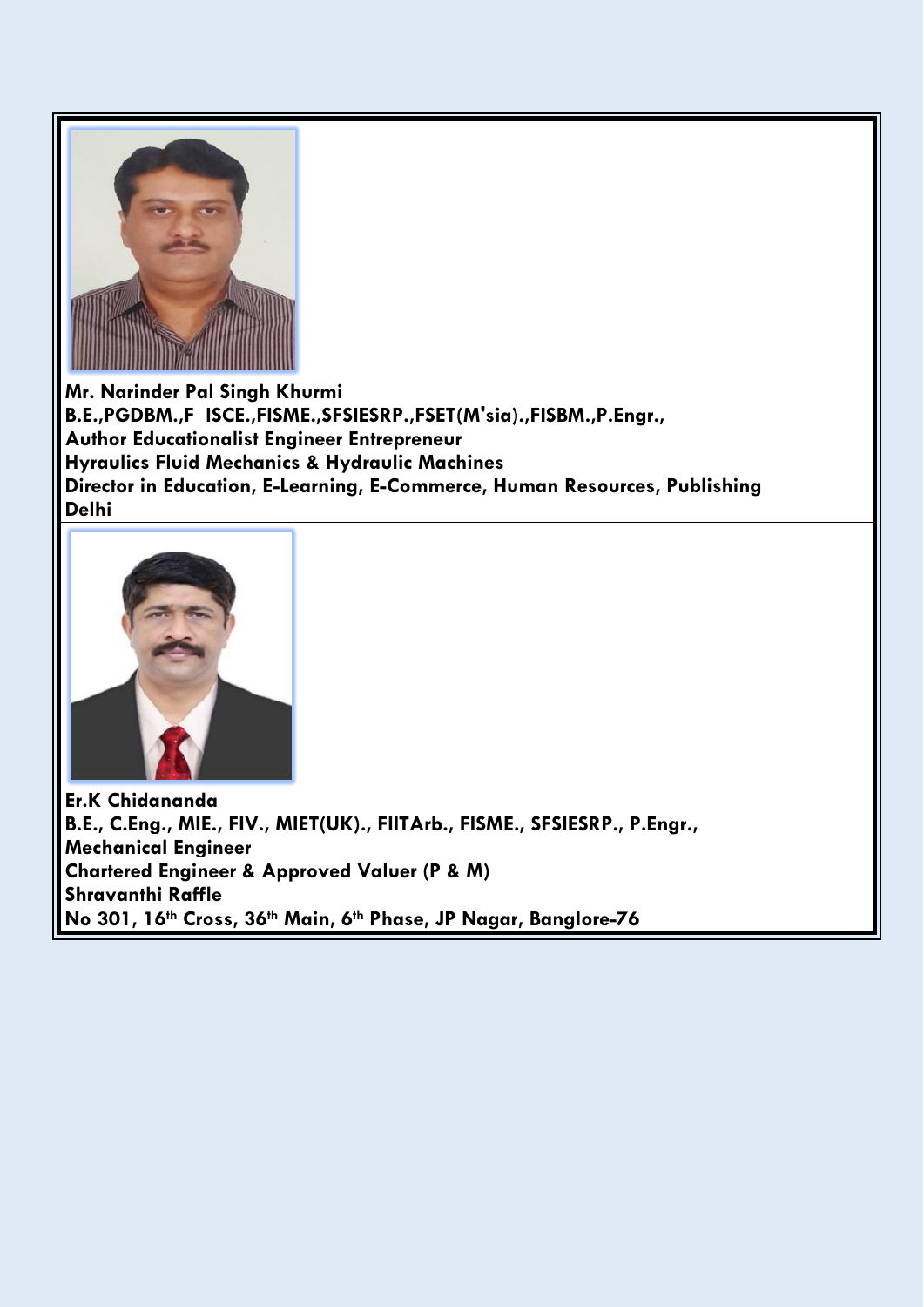**Mr. Narinder Pal Singh Khurmi**
**B.E.,PGDBM.,F ISCE.,FISME.,SFSIESRP.,FSET(M'sia).,FISBM.,P.Engr.,**
**Author Educationalist Engineer Entrepreneur**
**Hyraulics Fluid Mechanics & Hydraulic Machines**
**Director in Education, E-Learning, E-Commerce, Human Resources, Publishing**
**Delhi**

---

**Er.K Chidananda**
**B.E., C.Eng., MIE., FIV., MIET(UK)., FIITArb., FISME., SFSIESRP., P.Engr.,**
**Mechanical Engineer**
**Chartered Engineer & Approved Valuer (P & M)**
**Shravanthi Raffle**
**No 301, 16th Cross, 36th Main, 6th Phase, JP Nagar, Banglore-76**